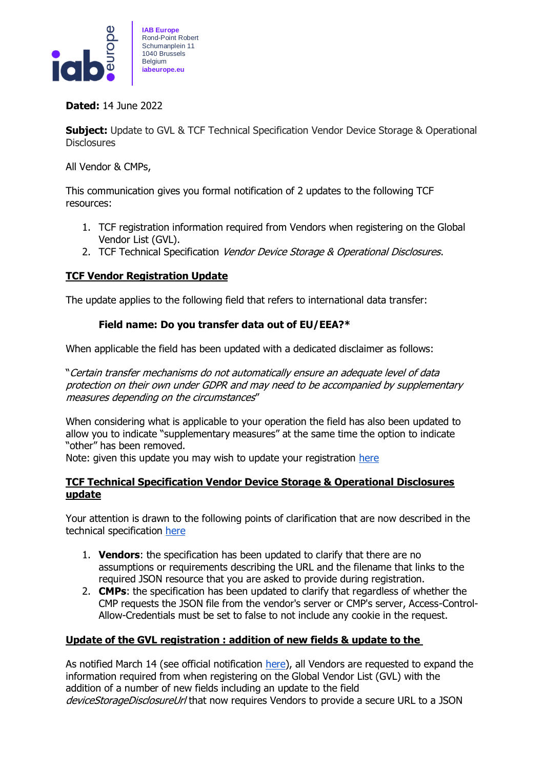**IAB Europe**
Rond-Point Robert
Schumanplein 11
1040 Brussels
Belgium
**iabeurope.eu**

**Dated:** 14 June 2022

**Subject:** Update to GVL & TCF Technical Specification Vendor Device Storage & Operational Disclosures

All Vendor & CMPs,

This communication gives you formal notification of 2 updates to the following TCF resources:

1. TCF registration information required from Vendors when registering on the Global Vendor List (GVL).
2. TCF Technical Specification *Vendor Device Storage & Operational Disclosures*.

## TCF Vendor Registration Update

The update applies to the following field that refers to international data transfer:

**Field name: Do you transfer data out of EU/EEA?***

When applicable the field has been updated with a dedicated disclaimer as follows:

"*Certain transfer mechanisms do not automatically ensure an adequate level of data protection on their own under GDPR and may need to be accompanied by supplementary measures depending on the circumstances*"

When considering what is applicable to your operation the field has also been updated to allow you to indicate "supplementary measures" at the same time the option to indicate "other" has been removed.
Note: given this update you may wish to update your registration here

## TCF Technical Specification Vendor Device Storage & Operational Disclosures update

Your attention is drawn to the following points of clarification that are now described in the technical specification here

1. **Vendors**: the specification has been updated to clarify that there are no assumptions or requirements describing the URL and the filename that links to the required JSON resource that you are asked to provide during registration.
2. **CMPs**: the specification has been updated to clarify that regardless of whether the CMP requests the JSON file from the vendor's server or CMP's server, Access-Control-Allow-Credentials must be set to false to not include any cookie in the request.

## Update of the GVL registration : addition of new fields & update to the

As notified March 14 (see official notification here), all Vendors are requested to expand the information required from when registering on the Global Vendor List (GVL) with the addition of a number of new fields including an update to the field *deviceStorageDisclosureUrl* that now requires Vendors to provide a secure URL to a JSON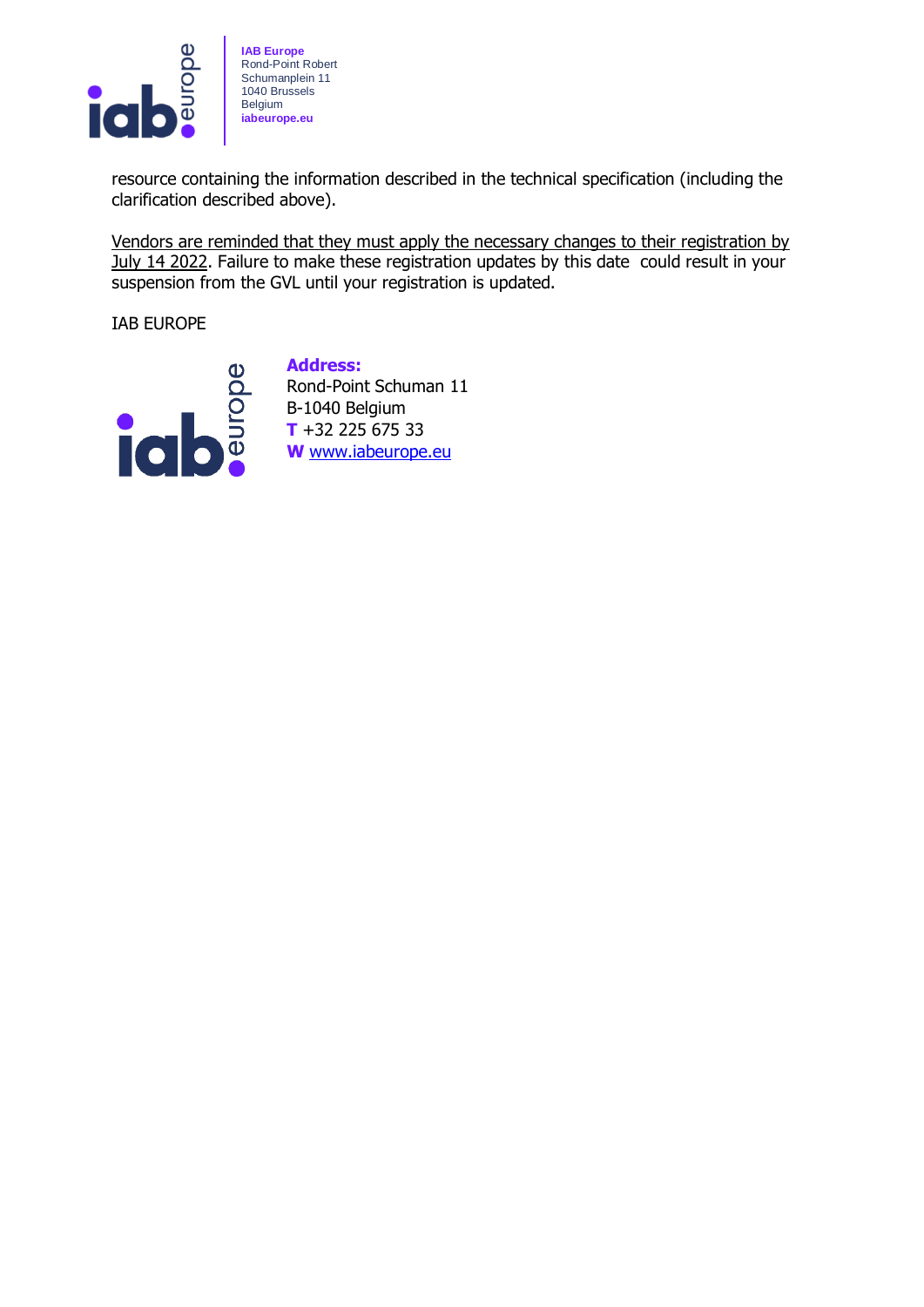resource containing the information described in the technical specification (including the clarification described above).

Vendors are reminded that they must apply the necessary changes to their registration by July 14 2022. Failure to make these registration updates by this date could result in your suspension from the GVL until your registration is updated.

IAB EUROPE

**Address:**
Rond-Point Schuman 11
B-1040 Belgium
**T** +32 225 675 33
**W** www.iabeurope.eu